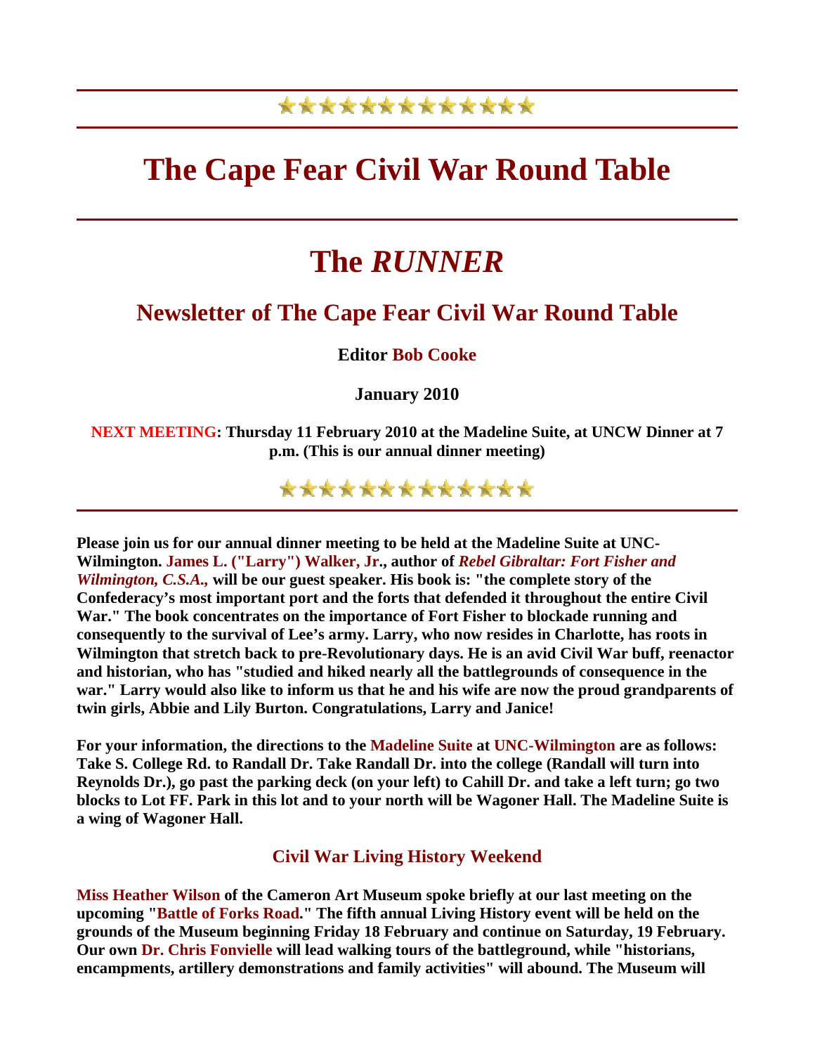# The Cape Fear Civil War Round Table

# The *RUNNER*

## Newsletter of The Cape Fear Civil War Round Table

**Editor Bob Cooke**

**January 2010**

**NEXT MEETING: Thursday 11 February 2010 at the Madeline Suite, at UNCW Dinner at 7 p.m. (This is our annual dinner meeting)**

**Please join us for our annual dinner meeting to be held at the Madeline Suite at UNC-Wilmington. James L. ("Larry") Walker, Jr., author of *Rebel Gibraltar: Fort Fisher and Wilmington, C.S.A.,* will be our guest speaker. His book is: "the complete story of the Confederacy's most important port and the forts that defended it throughout the entire Civil War." The book concentrates on the importance of Fort Fisher to blockade running and consequently to the survival of Lee's army. Larry, who now resides in Charlotte, has roots in Wilmington that stretch back to pre-Revolutionary days. He is an avid Civil War buff, reenactor and historian, who has "studied and hiked nearly all the battlegrounds of consequence in the war." Larry would also like to inform us that he and his wife are now the proud grandparents of twin girls, Abbie and Lily Burton. Congratulations, Larry and Janice!**

**For your information, the directions to the Madeline Suite at UNC-Wilmington are as follows: Take S. College Rd. to Randall Dr. Take Randall Dr. into the college (Randall will turn into Reynolds Dr.), go past the parking deck (on your left) to Cahill Dr. and take a left turn; go two blocks to Lot FF. Park in this lot and to your north will be Wagoner Hall. The Madeline Suite is a wing of Wagoner Hall.**

### Civil War Living History Weekend

**Miss Heather Wilson of the Cameron Art Museum spoke briefly at our last meeting on the upcoming "Battle of Forks Road." The fifth annual Living History event will be held on the grounds of the Museum beginning Friday 18 February and continue on Saturday, 19 February. Our own Dr. Chris Fonvielle will lead walking tours of the battleground, while "historians, encampments, artillery demonstrations and family activities" will abound. The Museum will**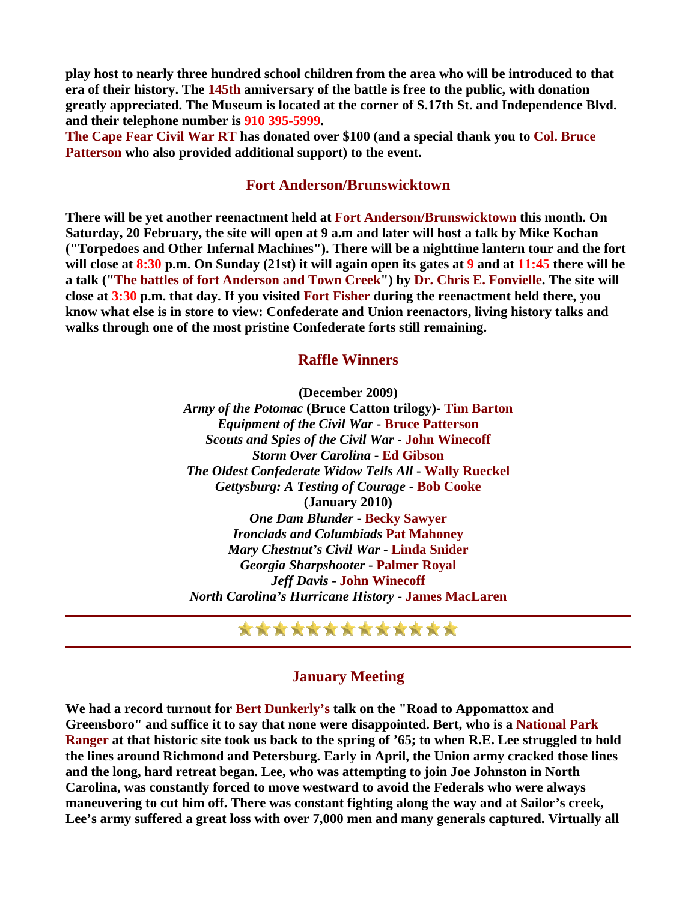**play host to nearly three hundred school children from the area who will be introduced to that era of their history. The 145th anniversary of the battle is free to the public, with donation greatly appreciated. The Museum is located at the corner of S.17th St. and Independence Blvd. and their telephone number is 910 395-5999.**

**The Cape Fear Civil War RT has donated over $100 (and a special thank you to Col. Bruce Patterson who also provided additional support) to the event.**

## Fort Anderson/Brunswicktown

**There will be yet another reenactment held at Fort Anderson/Brunswicktown this month. On Saturday, 20 February, the site will open at 9 a.m and later will host a talk by Mike Kochan ("Torpedoes and Other Infernal Machines"). There will be a nighttime lantern tour and the fort will close at 8:30 p.m. On Sunday (21st) it will again open its gates at 9 and at 11:45 there will be a talk ("The battles of fort Anderson and Town Creek") by Dr. Chris E. Fonvielle. The site will close at 3:30 p.m. that day. If you visited Fort Fisher during the reenactment held there, you know what else is in store to view: Confederate and Union reenactors, living history talks and walks through one of the most pristine Confederate forts still remaining.**

## Raffle Winners

**(December 2009)**
***Army of the Potomac*** **(Bruce Catton trilogy)- Tim Barton**
***Equipment of the Civil War*** **- Bruce Patterson**
***Scouts and Spies of the Civil War*** **- John Winecoff**
***Storm Over Carolina*** **- Ed Gibson**
***The Oldest Confederate Widow Tells All*** **- Wally Rueckel**
***Gettysburg: A Testing of Courage*** **- Bob Cooke**
**(January 2010)**
***One Dam Blunder*** **- Becky Sawyer**
***Ironclads and Columbiads*** **Pat Mahoney**
***Mary Chestnut's Civil War*** **- Linda Snider**
***Georgia Sharpshooter*** **- Palmer Royal**
***Jeff Davis*** **- John Winecoff**
***North Carolina's Hurricane History*** **- James MacLaren**

---

## January Meeting

**We had a record turnout for Bert Dunkerly's talk on the "Road to Appomattox and Greensboro" and suffice it to say that none were disappointed. Bert, who is a National Park Ranger at that historic site took us back to the spring of '65; to when R.E. Lee struggled to hold the lines around Richmond and Petersburg. Early in April, the Union army cracked those lines and the long, hard retreat began. Lee, who was attempting to join Joe Johnston in North Carolina, was constantly forced to move westward to avoid the Federals who were always maneuvering to cut him off. There was constant fighting along the way and at Sailor's creek, Lee's army suffered a great loss with over 7,000 men and many generals captured. Virtually all**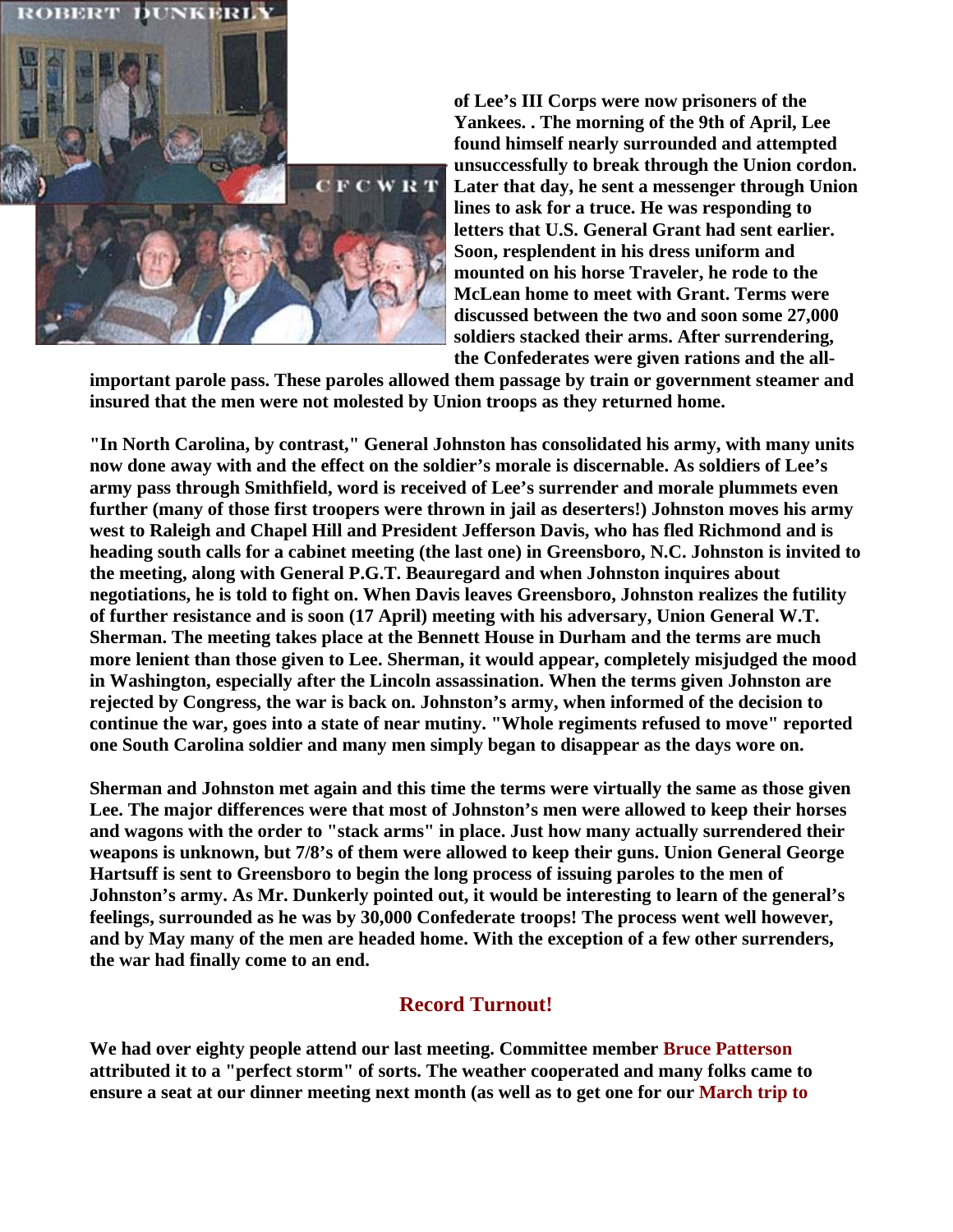of Lee's III Corps were now prisoners of the Yankees. . The morning of the 9th of April, Lee found himself nearly surrounded and attempted unsuccessfully to break through the Union cordon. Later that day, he sent a messenger through Union lines to ask for a truce. He was responding to letters that U.S. General Grant had sent earlier. Soon, resplendent in his dress uniform and mounted on his horse Traveler, he rode to the McLean home to meet with Grant. Terms were discussed between the two and soon some 27,000 soldiers stacked their arms. After surrendering, the Confederates were given rations and the all-important parole pass. These paroles allowed them passage by train or government steamer and insured that the men were not molested by Union troops as they returned home.

"In North Carolina, by contrast," General Johnston has consolidated his army, with many units now done away with and the effect on the soldier's morale is discernable. As soldiers of Lee's army pass through Smithfield, word is received of Lee's surrender and morale plummets even further (many of those first troopers were thrown in jail as deserters!) Johnston moves his army west to Raleigh and Chapel Hill and President Jefferson Davis, who has fled Richmond and is heading south calls for a cabinet meeting (the last one) in Greensboro, N.C. Johnston is invited to the meeting, along with General P.G.T. Beauregard and when Johnston inquires about negotiations, he is told to fight on. When Davis leaves Greensboro, Johnston realizes the futility of further resistance and is soon (17 April) meeting with his adversary, Union General W.T. Sherman. The meeting takes place at the Bennett House in Durham and the terms are much more lenient than those given to Lee. Sherman, it would appear, completely misjudged the mood in Washington, especially after the Lincoln assassination. When the terms given Johnston are rejected by Congress, the war is back on. Johnston's army, when informed of the decision to continue the war, goes into a state of near mutiny. "Whole regiments refused to move" reported one South Carolina soldier and many men simply began to disappear as the days wore on.

Sherman and Johnston met again and this time the terms were virtually the same as those given Lee. The major differences were that most of Johnston's men were allowed to keep their horses and wagons with the order to "stack arms" in place. Just how many actually surrendered their weapons is unknown, but 7/8's of them were allowed to keep their guns. Union General George Hartsuff is sent to Greensboro to begin the long process of issuing paroles to the men of Johnston's army. As Mr. Dunkerly pointed out, it would be interesting to learn of the general's feelings, surrounded as he was by 30,000 Confederate troops! The process went well however, and by May many of the men are headed home. With the exception of a few other surrenders, the war had finally come to an end.

## Record Turnout!

We had over eighty people attend our last meeting. Committee member Bruce Patterson attributed it to a "perfect storm" of sorts. The weather cooperated and many folks came to ensure a seat at our dinner meeting next month (as well as to get one for our March trip to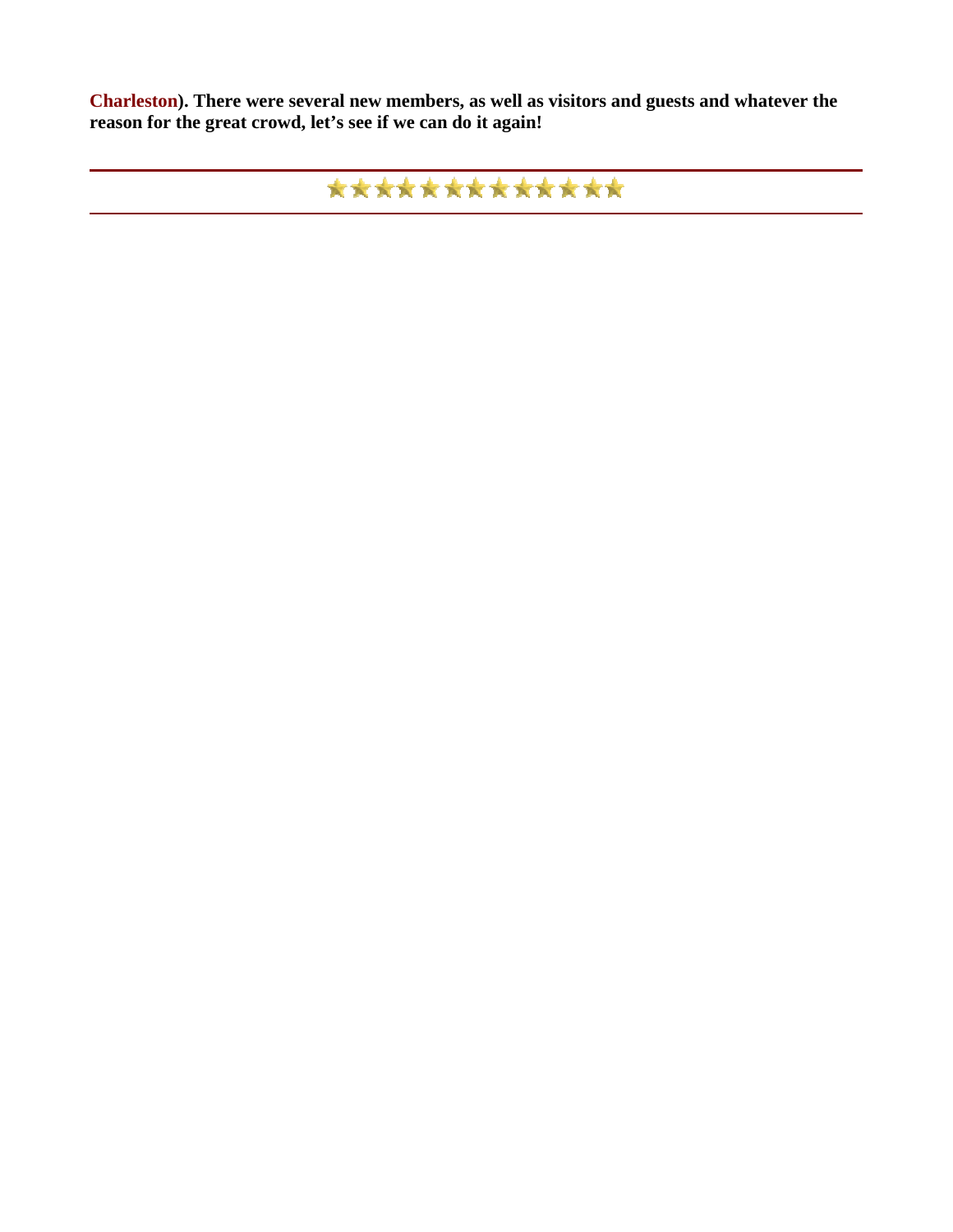**Charleston). There were several new members, as well as visitors and guests and whatever the reason for the great crowd, let's see if we can do it again!**

---

---